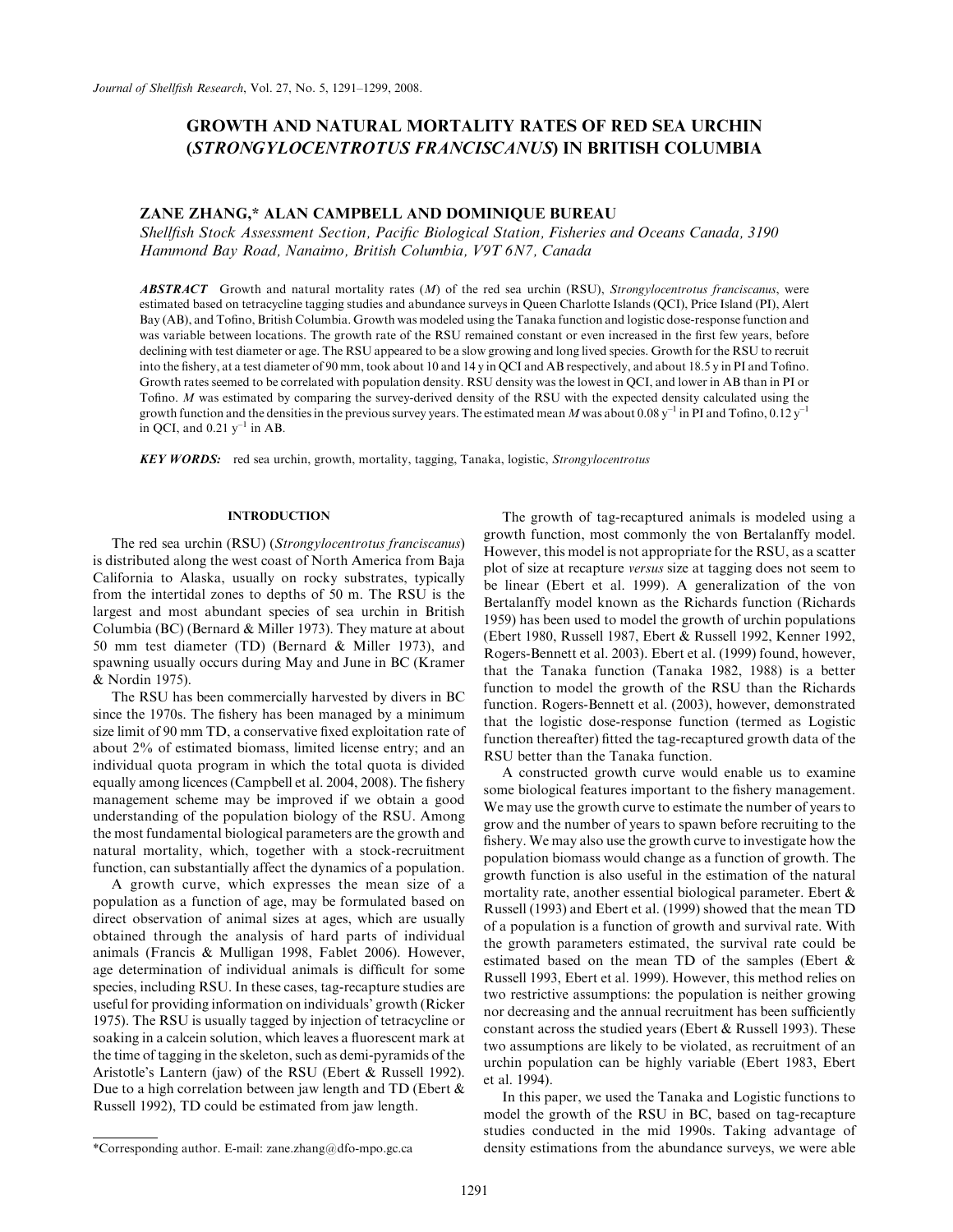# GROWTH AND NATURAL MORTALITY RATES OF RED SEA URCHIN (*STRONGYLOCENTROTUS FRANCISCANUS*) IN BRITISH COLUMBIA

## ZANE ZHANG,* ALAN CAMPBELL AND DOMINIQUE BUREAU

*Shellfish Stock Assessment Section, Pacific Biological Station, Fisheries and Oceans Canada, 3190 Hammond Bay Road, Nanaimo, British Columbia, V9T 6N7, Canada*

***ABSTRACT*** Growth and natural mortality rates ($M$) of the red sea urchin (RSU), *Strongylocentrotus franciscanus*, were estimated based on tetracycline tagging studies and abundance surveys in Queen Charlotte Islands (QCI), Price Island (PI), Alert Bay (AB), and Tofino, British Columbia. Growth was modeled using the Tanaka function and logistic dose-response function and was variable between locations. The growth rate of the RSU remained constant or even increased in the first few years, before declining with test diameter or age. The RSU appeared to be a slow growing and long lived species. Growth for the RSU to recruit into the fishery, at a test diameter of 90 mm, took about 10 and 14 y in QCI and AB respectively, and about 18.5 y in PI and Tofino. Growth rates seemed to be correlated with population density. RSU density was the lowest in QCI, and lower in AB than in PI or Tofino. $M$ was estimated by comparing the survey-derived density of the RSU with the expected density calculated using the growth function and the densities in the previous survey years. The estimated mean $M$ was about 0.08 $y^{-1}$ in PI and Tofino, 0.12 $y^{-1}$ in QCI, and 0.21 $y^{-1}$ in AB.

***KEY WORDS:*** red sea urchin, growth, mortality, tagging, Tanaka, logistic, *Strongylocentrotus*

## INTRODUCTION

The red sea urchin (RSU) (*Strongylocentrotus franciscanus*) is distributed along the west coast of North America from Baja California to Alaska, usually on rocky substrates, typically from the intertidal zones to depths of 50 m. The RSU is the largest and most abundant species of sea urchin in British Columbia (BC) (Bernard & Miller 1973). They mature at about 50 mm test diameter (TD) (Bernard & Miller 1973), and spawning usually occurs during May and June in BC (Kramer & Nordin 1975).

The RSU has been commercially harvested by divers in BC since the 1970s. The fishery has been managed by a minimum size limit of 90 mm TD, a conservative fixed exploitation rate of about 2% of estimated biomass, limited license entry; and an individual quota program in which the total quota is divided equally among licences (Campbell et al. 2004, 2008). The fishery management scheme may be improved if we obtain a good understanding of the population biology of the RSU. Among the most fundamental biological parameters are the growth and natural mortality, which, together with a stock-recruitment function, can substantially affect the dynamics of a population.

A growth curve, which expresses the mean size of a population as a function of age, may be formulated based on direct observation of animal sizes at ages, which are usually obtained through the analysis of hard parts of individual animals (Francis & Mulligan 1998, Fablet 2006). However, age determination of individual animals is difficult for some species, including RSU. In these cases, tag-recapture studies are useful for providing information on individuals' growth (Ricker 1975). The RSU is usually tagged by injection of tetracycline or soaking in a calcein solution, which leaves a fluorescent mark at the time of tagging in the skeleton, such as demi-pyramids of the Aristotle's Lantern (jaw) of the RSU (Ebert & Russell 1992). Due to a high correlation between jaw length and TD (Ebert & Russell 1992), TD could be estimated from jaw length.

The growth of tag-recaptured animals is modeled using a growth function, most commonly the von Bertalanffy model. However, this model is not appropriate for the RSU, as a scatter plot of size at recapture *versus* size at tagging does not seem to be linear (Ebert et al. 1999). A generalization of the von Bertalanffy model known as the Richards function (Richards 1959) has been used to model the growth of urchin populations (Ebert 1980, Russell 1987, Ebert & Russell 1992, Kenner 1992, Rogers-Bennett et al. 2003). Ebert et al. (1999) found, however, that the Tanaka function (Tanaka 1982, 1988) is a better function to model the growth of the RSU than the Richards function. Rogers-Bennett et al. (2003), however, demonstrated that the logistic dose-response function (termed as Logistic function thereafter) fitted the tag-recaptured growth data of the RSU better than the Tanaka function.

A constructed growth curve would enable us to examine some biological features important to the fishery management. We may use the growth curve to estimate the number of years to grow and the number of years to spawn before recruiting to the fishery. We may also use the growth curve to investigate how the population biomass would change as a function of growth. The growth function is also useful in the estimation of the natural mortality rate, another essential biological parameter. Ebert & Russell (1993) and Ebert et al. (1999) showed that the mean TD of a population is a function of growth and survival rate. With the growth parameters estimated, the survival rate could be estimated based on the mean TD of the samples (Ebert & Russell 1993, Ebert et al. 1999). However, this method relies on two restrictive assumptions: the population is neither growing nor decreasing and the annual recruitment has been sufficiently constant across the studied years (Ebert & Russell 1993). These two assumptions are likely to be violated, as recruitment of an urchin population can be highly variable (Ebert 1983, Ebert et al. 1994).

In this paper, we used the Tanaka and Logistic functions to model the growth of the RSU in BC, based on tag-recapture studies conducted in the mid 1990s. Taking advantage of density estimations from the abundance surveys, we were able

*Corresponding author. E-mail: zane.zhang@dfo-mpo.gc.ca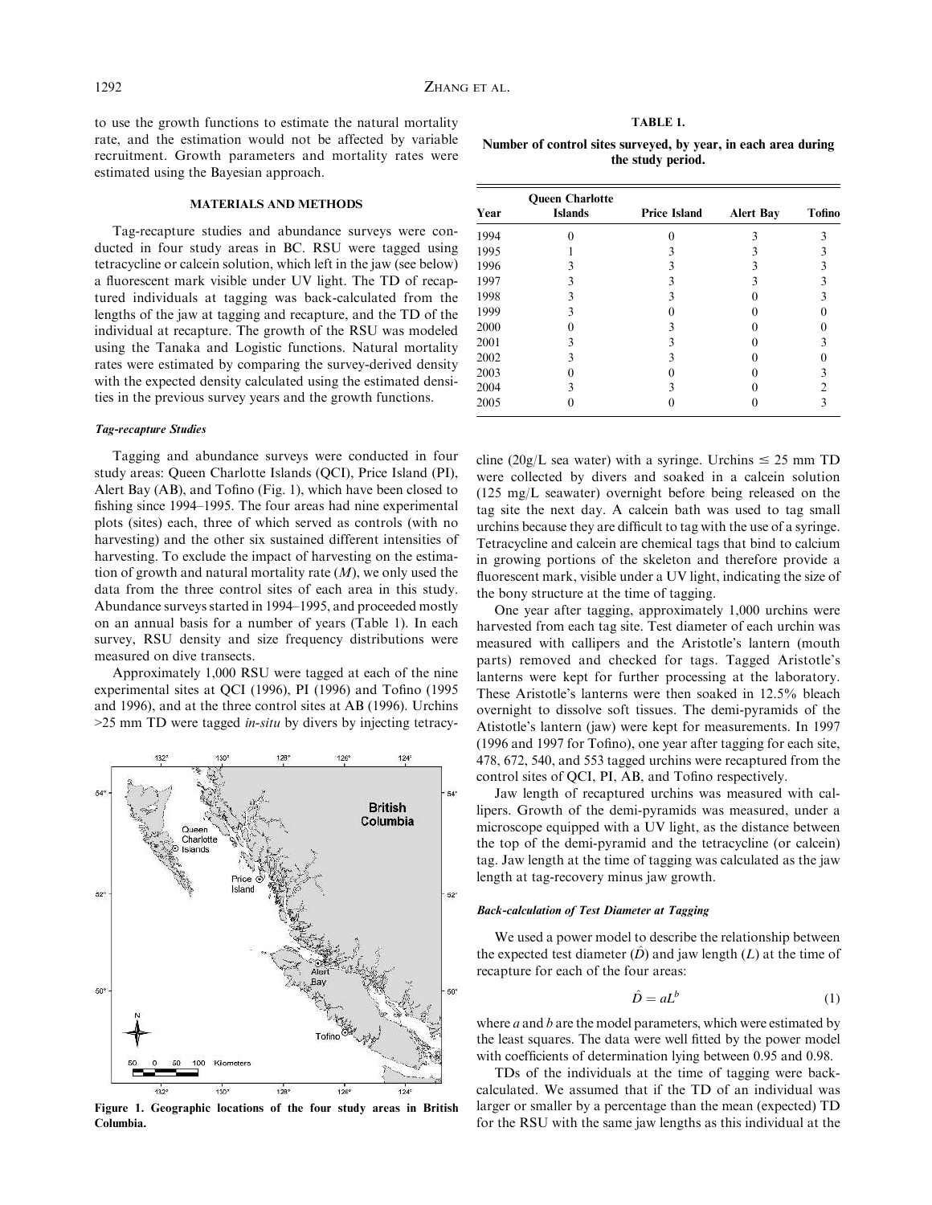to use the growth functions to estimate the natural mortality rate, and the estimation would not be affected by variable recruitment. Growth parameters and mortality rates were estimated using the Bayesian approach.

## MATERIALS AND METHODS

Tag-recapture studies and abundance surveys were conducted in four study areas in BC. RSU were tagged using tetracycline or calcein solution, which left in the jaw (see below) a fluorescent mark visible under UV light. The TD of recaptured individuals at tagging was back-calculated from the lengths of the jaw at tagging and recapture, and the TD of the individual at recapture. The growth of the RSU was modeled using the Tanaka and Logistic functions. Natural mortality rates were estimated by comparing the survey-derived density with the expected density calculated using the estimated densities in the previous survey years and the growth functions.

### *Tag-recapture Studies*

Tagging and abundance surveys were conducted in four study areas: Queen Charlotte Islands (QCI), Price Island (PI), Alert Bay (AB), and Tofino (Fig. 1), which have been closed to fishing since 1994–1995. The four areas had nine experimental plots (sites) each, three of which served as controls (with no harvesting) and the other six sustained different intensities of harvesting. To exclude the impact of harvesting on the estimation of growth and natural mortality rate ($M$), we only used the data from the three control sites of each area in this study. Abundance surveys started in 1994–1995, and proceeded mostly on an annual basis for a number of years (Table 1). In each survey, RSU density and size frequency distributions were measured on dive transects.

Approximately 1,000 RSU were tagged at each of the nine experimental sites at QCI (1996), PI (1996) and Tofino (1995 and 1996), and at the three control sites at AB (1996). Urchins >25 mm TD were tagged *in-situ* by divers by injecting tetracycline (20g/L sea water) with a syringe. Urchins ≤ 25 mm TD were collected by divers and soaked in a calcein solution (125 mg/L seawater) overnight before being released on the tag site the next day. A calcein bath was used to tag small urchins because they are difficult to tag with the use of a syringe. Tetracycline and calcein are chemical tags that bind to calcium in growing portions of the skeleton and therefore provide a fluorescent mark, visible under a UV light, indicating the size of the bony structure at the time of tagging.

Figure 1. Geographic locations of the four study areas in British Columbia.

**TABLE 1.**

**Number of control sites surveyed, by year, in each area during the study period.**

| Year | Queen Charlotte Islands | Price Island | Alert Bay | Tofino |
|---|---|---|---|---|
| 1994 | 0 | 0 | 3 | 3 |
| 1995 | 1 | 3 | 3 | 3 |
| 1996 | 3 | 3 | 3 | 3 |
| 1997 | 3 | 3 | 3 | 3 |
| 1998 | 3 | 3 | 0 | 3 |
| 1999 | 3 | 0 | 0 | 0 |
| 2000 | 0 | 3 | 0 | 0 |
| 2001 | 3 | 3 | 0 | 3 |
| 2002 | 3 | 3 | 0 | 0 |
| 2003 | 0 | 0 | 0 | 3 |
| 2004 | 3 | 3 | 0 | 2 |
| 2005 | 0 | 0 | 0 | 3 |

One year after tagging, approximately 1,000 urchins were harvested from each tag site. Test diameter of each urchin was measured with callipers and the Aristotle's lantern (mouth parts) removed and checked for tags. Tagged Aristotle's lanterns were kept for further processing at the laboratory. These Aristotle's lanterns were then soaked in 12.5% bleach overnight to dissolve soft tissues. The demi-pyramids of the Atistotle's lantern (jaw) were kept for measurements. In 1997 (1996 and 1997 for Tofino), one year after tagging for each site, 478, 672, 540, and 553 tagged urchins were recaptured from the control sites of QCI, PI, AB, and Tofino respectively.

Jaw length of recaptured urchins was measured with callipers. Growth of the demi-pyramids was measured, under a microscope equipped with a UV light, as the distance between the top of the demi-pyramid and the tetracycline (or calcein) tag. Jaw length at the time of tagging was calculated as the jaw length at tag-recovery minus jaw growth.

### *Back-calculation of Test Diameter at Tagging*

We used a power model to describe the relationship between the expected test diameter ($\hat{D}$) and jaw length ($L$) at the time of recapture for each of the four areas:

$$\hat{D} = aL^b \tag{1}$$

where $a$ and $b$ are the model parameters, which were estimated by the least squares. The data were well fitted by the power model with coefficients of determination lying between 0.95 and 0.98.

TDs of the individuals at the time of tagging were back-calculated. We assumed that if the TD of an individual was larger or smaller by a percentage than the mean (expected) TD for the RSU with the same jaw lengths as this individual at the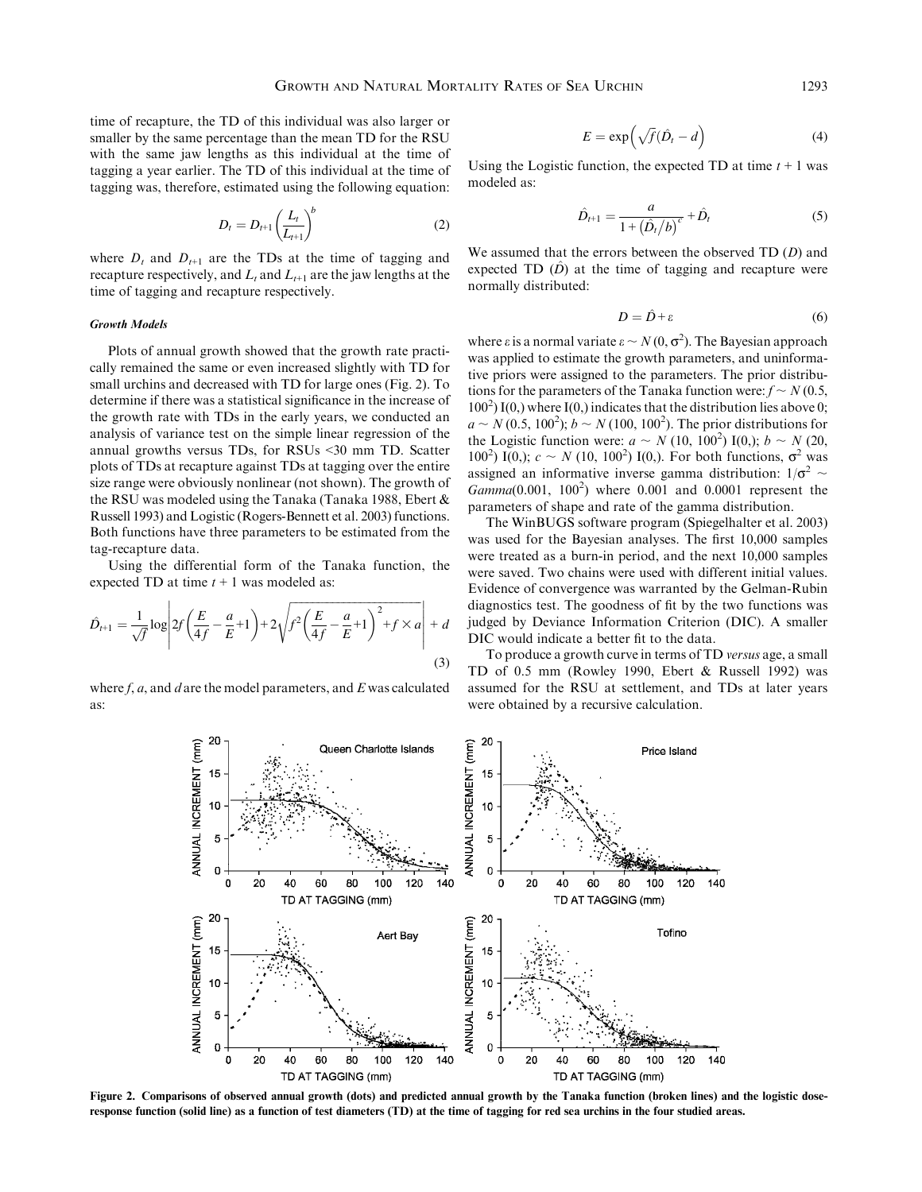time of recapture, the TD of this individual was also larger or smaller by the same percentage than the mean TD for the RSU with the same jaw lengths as this individual at the time of tagging a year earlier. The TD of this individual at the time of tagging was, therefore, estimated using the following equation:

$$D_t = D_{t+1}\left(\frac{L_t}{L_{t+1}}\right)^b \tag{2}$$

where $D_t$ and $D_{t+1}$ are the TDs at the time of tagging and recapture respectively, and $L_t$ and $L_{t+1}$ are the jaw lengths at the time of tagging and recapture respectively.

### *Growth Models*

Plots of annual growth showed that the growth rate practically remained the same or even increased slightly with TD for small urchins and decreased with TD for large ones (Fig. 2). To determine if there was a statistical significance in the increase of the growth rate with TDs in the early years, we conducted an analysis of variance test on the simple linear regression of the annual growths versus TDs, for RSUs <30 mm TD. Scatter plots of TDs at recapture against TDs at tagging over the entire size range were obviously nonlinear (not shown). The growth of the RSU was modeled using the Tanaka (Tanaka 1988, Ebert & Russell 1993) and Logistic (Rogers-Bennett et al. 2003) functions. Both functions have three parameters to be estimated from the tag-recapture data.

Using the differential form of the Tanaka function, the expected TD at time $t+1$ was modeled as:

$$\hat{D}_{t+1} = \frac{1}{\sqrt{f}}\log\left|2f\left(\frac{E}{4f}-\frac{a}{E}+1\right)+2\sqrt{f^2\left(\frac{E}{4f}-\frac{a}{E}+1\right)^2+f\times a}\right| + d \tag{3}$$

where $f$, $a$, and $d$ are the model parameters, and $E$ was calculated as:

$$E = \exp\left(\sqrt{f}(\hat{D}_t - d)\right) \tag{4}$$

Using the Logistic function, the expected TD at time $t+1$ was modeled as:

$$\hat{D}_{t+1} = \frac{a}{1+\left(\hat{D}_t/b\right)^c} + \hat{D}_t \tag{5}$$

We assumed that the errors between the observed TD ($D$) and expected TD ($\hat{D}$) at the time of tagging and recapture were normally distributed:

$$D = \hat{D} + \varepsilon \tag{6}$$

where $\varepsilon$ is a normal variate $\varepsilon \sim N(0, \sigma^2)$. The Bayesian approach was applied to estimate the growth parameters, and uninformative priors were assigned to the parameters. The prior distributions for the parameters of the Tanaka function were: $f \sim N(0.5, 100^2)$ I(0,) where I(0,) indicates that the distribution lies above 0; $a \sim N(0.5, 100^2)$; $b \sim N(100, 100^2)$. The prior distributions for the Logistic function were: $a \sim N(10, 100^2)$ I(0,); $b \sim N(20, 100^2)$ I(0,); $c \sim N(10, 100^2)$ I(0,). For both functions, $\sigma^2$ was assigned an informative inverse gamma distribution: $1/\sigma^2 \sim Gamma(0.001, 100^2)$ where 0.001 and 0.0001 represent the parameters of shape and rate of the gamma distribution.

The WinBUGS software program (Spiegelhalter et al. 2003) was used for the Bayesian analyses. The first 10,000 samples were treated as a burn-in period, and the next 10,000 samples were saved. Two chains were used with different initial values. Evidence of convergence was warranted by the Gelman-Rubin diagnostics test. The goodness of fit by the two functions was judged by Deviance Information Criterion (DIC). A smaller DIC would indicate a better fit to the data.

To produce a growth curve in terms of TD *versus* age, a small TD of 0.5 mm (Rowley 1990, Ebert & Russell 1992) was assumed for the RSU at settlement, and TDs at later years were obtained by a recursive calculation.

**Figure 2. Comparisons of observed annual growth (dots) and predicted annual growth by the Tanaka function (broken lines) and the logistic dose-response function (solid line) as a function of test diameters (TD) at the time of tagging for red sea urchins in the four studied areas.**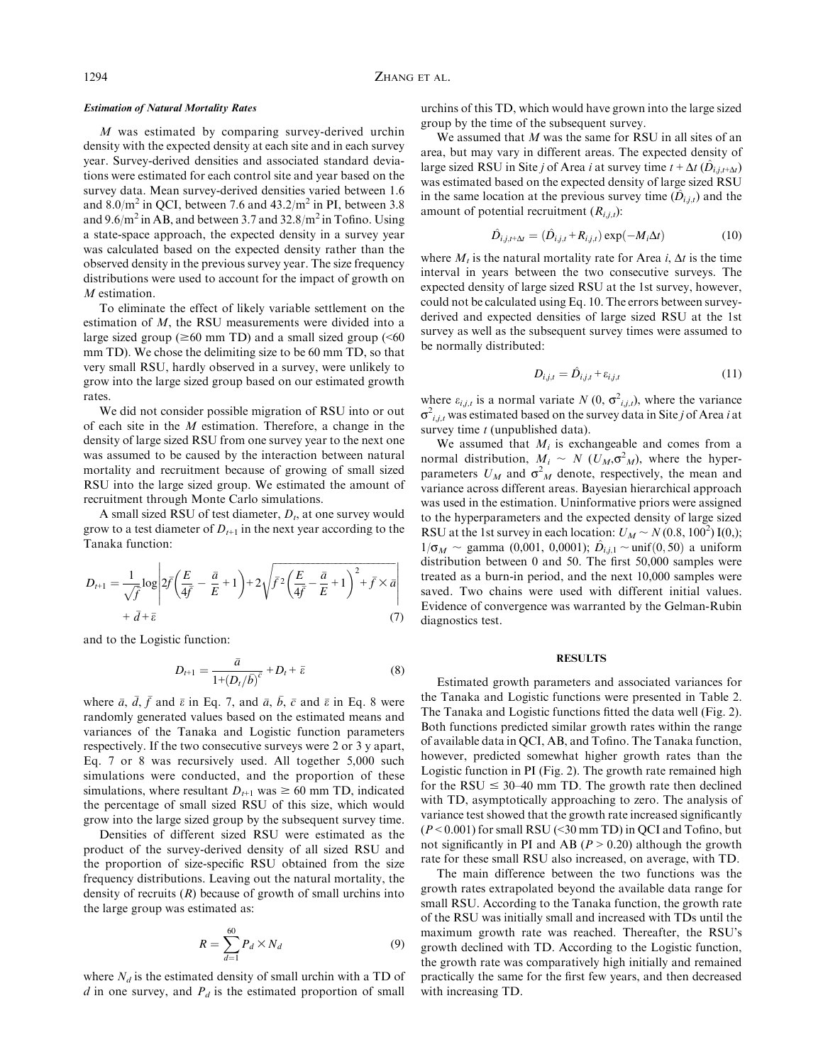#### *Estimation of Natural Mortality Rates*

$M$ was estimated by comparing survey-derived urchin density with the expected density at each site and in each survey year. Survey-derived densities and associated standard deviations were estimated for each control site and year based on the survey data. Mean survey-derived densities varied between 1.6 and 8.0/m$^2$ in QCI, between 7.6 and 43.2/m$^2$ in PI, between 3.8 and 9.6/m$^2$ in AB, and between 3.7 and 32.8/m$^2$ in Tofino. Using a state-space approach, the expected density in a survey year was calculated based on the expected density rather than the observed density in the previous survey year. The size frequency distributions were used to account for the impact of growth on $M$ estimation.

To eliminate the effect of likely variable settlement on the estimation of $M$, the RSU measurements were divided into a large sized group (≥60 mm TD) and a small sized group (<60 mm TD). We chose the delimiting size to be 60 mm TD, so that very small RSU, hardly observed in a survey, were unlikely to grow into the large sized group based on our estimated growth rates.

We did not consider possible migration of RSU into or out of each site in the $M$ estimation. Therefore, a change in the density of large sized RSU from one survey year to the next one was assumed to be caused by the interaction between natural mortality and recruitment because of growing of small sized RSU into the large sized group. We estimated the amount of recruitment through Monte Carlo simulations.

A small sized RSU of test diameter, $D_t$, at one survey would grow to a test diameter of $D_{t+1}$ in the next year according to the Tanaka function:

$$D_{t+1} = \frac{1}{\sqrt{\bar{f}}}\log\left|2\bar{f}\left(\frac{E}{4\bar{f}} - \frac{\bar{a}}{E} + 1\right) + 2\sqrt{\bar{f}^2\left(\frac{E}{4\bar{f}} - \frac{\bar{a}}{E} + 1\right)^2 + \bar{f} \times \bar{a}}\right| + \bar{d} + \bar{\varepsilon} \tag{7}$$

and to the Logistic function:

$$D_{t+1} = \frac{\bar{a}}{1 + (D_t/\bar{b})^{\bar{c}}} + D_t + \bar{\varepsilon} \tag{8}$$

where $\bar{a}$, $\bar{d}$, $\bar{f}$ and $\bar{\varepsilon}$ in Eq. 7, and $\bar{a}$, $\bar{b}$, $\bar{c}$ and $\bar{\varepsilon}$ in Eq. 8 were randomly generated values based on the estimated means and variances of the Tanaka and Logistic function parameters respectively. If the two consecutive surveys were 2 or 3 y apart, Eq. 7 or 8 was recursively used. All together 5,000 such simulations were conducted, and the proportion of these simulations, where resultant $D_{t+1}$ was ≥ 60 mm TD, indicated the percentage of small sized RSU of this size, which would grow into the large sized group by the subsequent survey time.

Densities of different sized RSU were estimated as the product of the survey-derived density of all sized RSU and the proportion of size-specific RSU obtained from the size frequency distributions. Leaving out the natural mortality, the density of recruits ($R$) because of growth of small urchins into the large group was estimated as:

$$R = \sum_{d=1}^{60} P_d \times N_d \tag{9}$$

where $N_d$ is the estimated density of small urchin with a TD of $d$ in one survey, and $P_d$ is the estimated proportion of small urchins of this TD, which would have grown into the large sized group by the time of the subsequent survey.

We assumed that $M$ was the same for RSU in all sites of an area, but may vary in different areas. The expected density of large sized RSU in Site $j$ of Area $i$ at survey time $t + \Delta t$ ($\hat{D}_{i,j,t+\Delta t}$) was estimated based on the expected density of large sized RSU in the same location at the previous survey time ($\hat{D}_{i,j,t}$) and the amount of potential recruitment ($R_{i,j,t}$):

$$\hat{D}_{i,j,t+\Delta t} = (\hat{D}_{i,j,t} + R_{i,j,t})\exp(-M_i \Delta t) \tag{10}$$

where $M_i$ is the natural mortality rate for Area $i$, $\Delta t$ is the time interval in years between the two consecutive surveys. The expected density of large sized RSU at the 1st survey, however, could not be calculated using Eq. 10. The errors between survey-derived and expected densities of large sized RSU at the 1st survey as well as the subsequent survey times were assumed to be normally distributed:

$$D_{i,j,t} = \hat{D}_{i,j,t} + \varepsilon_{i,j,t} \tag{11}$$

where $\varepsilon_{i,j,t}$ is a normal variate $N(0, \sigma^2_{i,j,t})$, where the variance $\sigma^2_{i,j,t}$ was estimated based on the survey data in Site $j$ of Area $i$ at survey time $t$ (unpublished data).

We assumed that $M_i$ is exchangeable and comes from a normal distribution, $M_i \sim N(U_M, \sigma^2_M)$, where the hyperparameters $U_M$ and $\sigma^2_M$ denote, respectively, the mean and variance across different areas. Bayesian hierarchical approach was used in the estimation. Uninformative priors were assigned to the hyperparameters and the expected density of large sized RSU at the 1st survey in each location: $U_M \sim N(0.8, 100^2)\,\mathrm{I}(0,)$; $1/\sigma_M \sim$ gamma (0,001, 0,0001); $\hat{D}_{i,j,1} \sim \mathrm{unif}(0, 50)$ a uniform distribution between 0 and 50. The first 50,000 samples were treated as a burn-in period, and the next 10,000 samples were saved. Two chains were used with different initial values. Evidence of convergence was warranted by the Gelman-Rubin diagnostics test.

## RESULTS

Estimated growth parameters and associated variances for the Tanaka and Logistic functions were presented in Table 2. The Tanaka and Logistic functions fitted the data well (Fig. 2). Both functions predicted similar growth rates within the range of available data in QCI, AB, and Tofino. The Tanaka function, however, predicted somewhat higher growth rates than the Logistic function in PI (Fig. 2). The growth rate remained high for the RSU ≤ 30–40 mm TD. The growth rate then declined with TD, asymptotically approaching to zero. The analysis of variance test showed that the growth rate increased significantly ($P < 0.001$) for small RSU (<30 mm TD) in QCI and Tofino, but not significantly in PI and AB ($P > 0.20$) although the growth rate for these small RSU also increased, on average, with TD.

The main difference between the two functions was the growth rates extrapolated beyond the available data range for small RSU. According to the Tanaka function, the growth rate of the RSU was initially small and increased with TDs until the maximum growth rate was reached. Thereafter, the RSU's growth declined with TD. According to the Logistic function, the growth rate was comparatively high initially and remained practically the same for the first few years, and then decreased with increasing TD.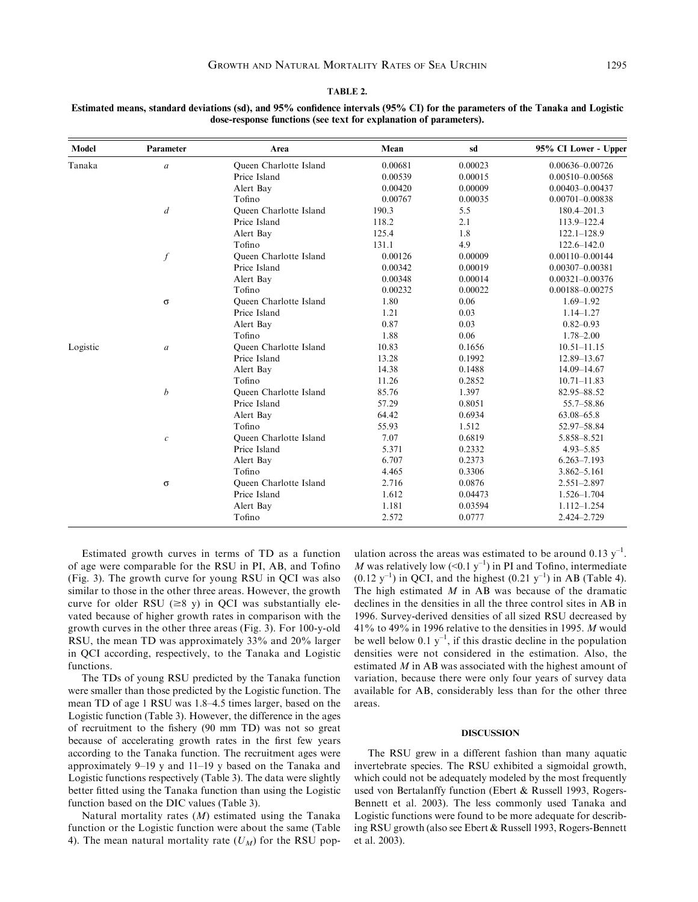**TABLE 2.**

**Estimated means, standard deviations (sd), and 95% confidence intervals (95% CI) for the parameters of the Tanaka and Logistic dose-response functions (see text for explanation of parameters).**

| Model | Parameter | Area | Mean | sd | 95% CI Lower - Upper |
|---|---|---|---|---|---|
| Tanaka | $a$ | Queen Charlotte Island | 0.00681 | 0.00023 | 0.00636–0.00726 |
| | | Price Island | 0.00539 | 0.00015 | 0.00510–0.00568 |
| | | Alert Bay | 0.00420 | 0.00009 | 0.00403–0.00437 |
| | | Tofino | 0.00767 | 0.00035 | 0.00701–0.00838 |
| | $d$ | Queen Charlotte Island | 190.3 | 5.5 | 180.4–201.3 |
| | | Price Island | 118.2 | 2.1 | 113.9–122.4 |
| | | Alert Bay | 125.4 | 1.8 | 122.1–128.9 |
| | | Tofino | 131.1 | 4.9 | 122.6–142.0 |
| | $f$ | Queen Charlotte Island | 0.00126 | 0.00009 | 0.00110–0.00144 |
| | | Price Island | 0.00342 | 0.00019 | 0.00307–0.00381 |
| | | Alert Bay | 0.00348 | 0.00014 | 0.00321–0.00376 |
| | | Tofino | 0.00232 | 0.00022 | 0.00188–0.00275 |
| | $\sigma$ | Queen Charlotte Island | 1.80 | 0.06 | 1.69–1.92 |
| | | Price Island | 1.21 | 0.03 | 1.14–1.27 |
| | | Alert Bay | 0.87 | 0.03 | 0.82–0.93 |
| | | Tofino | 1.88 | 0.06 | 1.78–2.00 |
| Logistic | $a$ | Queen Charlotte Island | 10.83 | 0.1656 | 10.51–11.15 |
| | | Price Island | 13.28 | 0.1992 | 12.89–13.67 |
| | | Alert Bay | 14.38 | 0.1488 | 14.09–14.67 |
| | | Tofino | 11.26 | 0.2852 | 10.71–11.83 |
| | $b$ | Queen Charlotte Island | 85.76 | 1.397 | 82.95–88.52 |
| | | Price Island | 57.29 | 0.8051 | 55.7–58.86 |
| | | Alert Bay | 64.42 | 0.6934 | 63.08–65.8 |
| | | Tofino | 55.93 | 1.512 | 52.97–58.84 |
| | $c$ | Queen Charlotte Island | 7.07 | 0.6819 | 5.858–8.521 |
| | | Price Island | 5.371 | 0.2332 | 4.93–5.85 |
| | | Alert Bay | 6.707 | 0.2373 | 6.263–7.193 |
| | | Tofino | 4.465 | 0.3306 | 3.862–5.161 |
| | $\sigma$ | Queen Charlotte Island | 2.716 | 0.0876 | 2.551–2.897 |
| | | Price Island | 1.612 | 0.04473 | 1.526–1.704 |
| | | Alert Bay | 1.181 | 0.03594 | 1.112–1.254 |
| | | Tofino | 2.572 | 0.0777 | 2.424–2.729 |

Estimated growth curves in terms of TD as a function of age were comparable for the RSU in PI, AB, and Tofino (Fig. 3). The growth curve for young RSU in QCI was also similar to those in the other three areas. However, the growth curve for older RSU (≥8 y) in QCI was substantially elevated because of higher growth rates in comparison with the growth curves in the other three areas (Fig. 3). For 100-y-old RSU, the mean TD was approximately 33% and 20% larger in QCI according, respectively, to the Tanaka and Logistic functions.

The TDs of young RSU predicted by the Tanaka function were smaller than those predicted by the Logistic function. The mean TD of age 1 RSU was 1.8–4.5 times larger, based on the Logistic function (Table 3). However, the difference in the ages of recruitment to the fishery (90 mm TD) was not so great because of accelerating growth rates in the first few years according to the Tanaka function. The recruitment ages were approximately 9–19 y and 11–19 y based on the Tanaka and Logistic functions respectively (Table 3). The data were slightly better fitted using the Tanaka function than using the Logistic function based on the DIC values (Table 3).

Natural mortality rates ($M$) estimated using the Tanaka function or the Logistic function were about the same (Table 4). The mean natural mortality rate ($U_M$) for the RSU population across the areas was estimated to be around 0.13 $y^{-1}$. $M$ was relatively low (<0.1 $y^{-1}$) in PI and Tofino, intermediate (0.12 $y^{-1}$) in QCI, and the highest (0.21 $y^{-1}$) in AB (Table 4). The high estimated $M$ in AB was because of the dramatic declines in the densities in all the three control sites in AB in 1996. Survey-derived densities of all sized RSU decreased by 41% to 49% in 1996 relative to the densities in 1995. $M$ would be well below 0.1 $y^{-1}$, if this drastic decline in the population densities were not considered in the estimation. Also, the estimated $M$ in AB was associated with the highest amount of variation, because there were only four years of survey data available for AB, considerably less than for the other three areas.

## DISCUSSION

The RSU grew in a different fashion than many aquatic invertebrate species. The RSU exhibited a sigmoidal growth, which could not be adequately modeled by the most frequently used von Bertalanffy function (Ebert & Russell 1993, Rogers-Bennett et al. 2003). The less commonly used Tanaka and Logistic functions were found to be more adequate for describing RSU growth (also see Ebert & Russell 1993, Rogers-Bennett et al. 2003).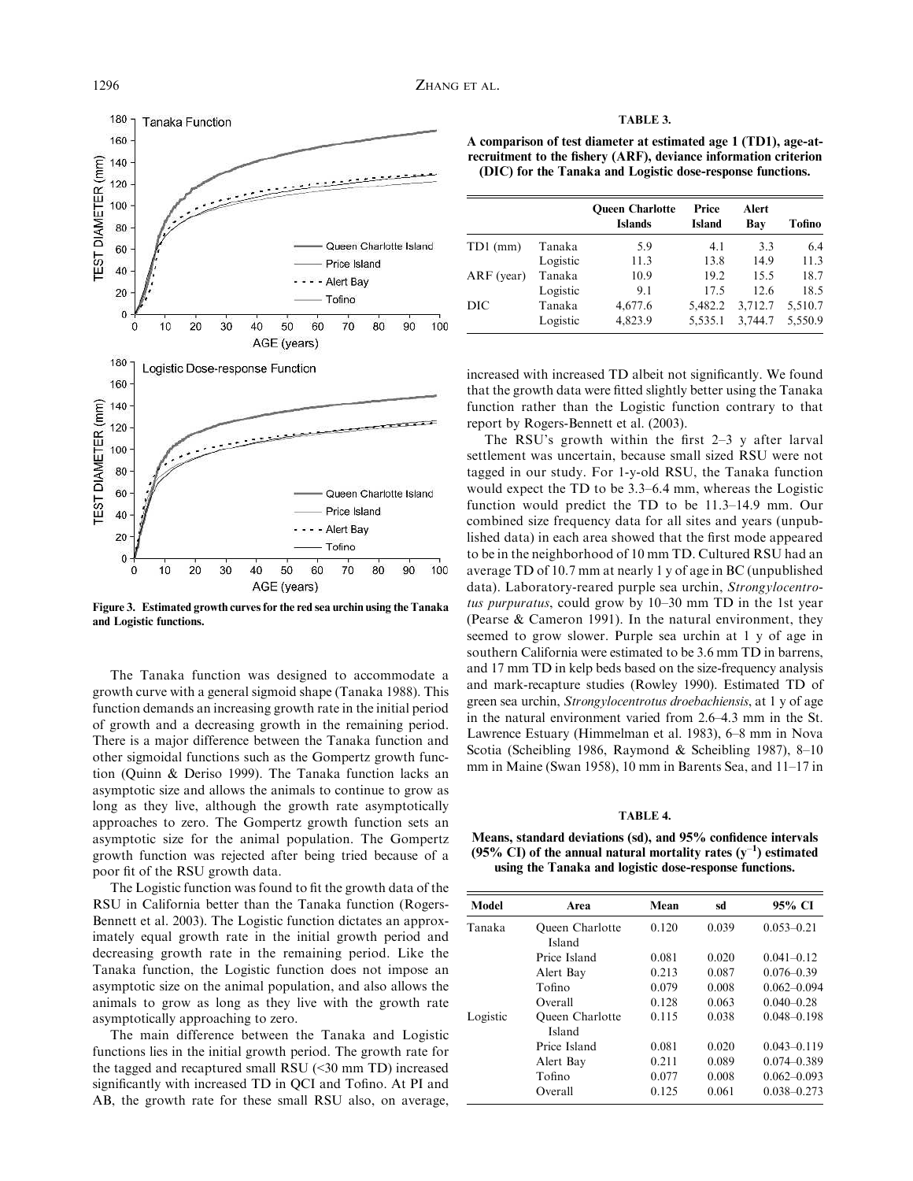Figure 3. Estimated growth curves for the red sea urchin using the Tanaka and Logistic functions.

The Tanaka function was designed to accommodate a growth curve with a general sigmoid shape (Tanaka 1988). This function demands an increasing growth rate in the initial period of growth and a decreasing growth in the remaining period. There is a major difference between the Tanaka function and other sigmoidal functions such as the Gompertz growth function (Quinn & Deriso 1999). The Tanaka function lacks an asymptotic size and allows the animals to continue to grow as long as they live, although the growth rate asymptotically approaches to zero. The Gompertz growth function sets an asymptotic size for the animal population. The Gompertz growth function was rejected after being tried because of a poor fit of the RSU growth data.

The Logistic function was found to fit the growth data of the RSU in California better than the Tanaka function (Rogers-Bennett et al. 2003). The Logistic function dictates an approximately equal growth rate in the initial growth period and decreasing growth rate in the remaining period. Like the Tanaka function, the Logistic function does not impose an asymptotic size on the animal population, and also allows the animals to grow as long as they live with the growth rate asymptotically approaching to zero.

The main difference between the Tanaka and Logistic functions lies in the initial growth period. The growth rate for the tagged and recaptured small RSU (<30 mm TD) increased significantly with increased TD in QCI and Tofino. At PI and AB, the growth rate for these small RSU also, on average, increased with increased TD albeit not significantly. We found that the growth data were fitted slightly better using the Tanaka function rather than the Logistic function contrary to that report by Rogers-Bennett et al. (2003).

The RSU's growth within the first 2–3 y after larval settlement was uncertain, because small sized RSU were not tagged in our study. For 1-y-old RSU, the Tanaka function would expect the TD to be 3.3–6.4 mm, whereas the Logistic function would predict the TD to be 11.3–14.9 mm. Our combined size frequency data for all sites and years (unpublished data) in each area showed that the first mode appeared to be in the neighborhood of 10 mm TD. Cultured RSU had an average TD of 10.7 mm at nearly 1 y of age in BC (unpublished data). Laboratory-reared purple sea urchin, *Strongylocentrotus purpuratus*, could grow by 10–30 mm TD in the 1st year (Pearse & Cameron 1991). In the natural environment, they seemed to grow slower. Purple sea urchin at 1 y of age in southern California were estimated to be 3.6 mm TD in barrens, and 17 mm TD in kelp beds based on the size-frequency analysis and mark-recapture studies (Rowley 1990). Estimated TD of green sea urchin, *Strongylocentrotus droebachiensis*, at 1 y of age in the natural environment varied from 2.6–4.3 mm in the St. Lawrence Estuary (Himmelman et al. 1983), 6–8 mm in Nova Scotia (Scheibling 1986, Raymond & Scheibling 1987), 8–10 mm in Maine (Swan 1958), 10 mm in Barents Sea, and 11–17 in

**TABLE 3.**

**A comparison of test diameter at estimated age 1 (TD1), age-at-recruitment to the fishery (ARF), deviance information criterion (DIC) for the Tanaka and Logistic dose-response functions.**

| | | Queen Charlotte Islands | Price Island | Alert Bay | Tofino |
|---|---|---|---|---|---|
| TD1 (mm) | Tanaka | 5.9 | 4.1 | 3.3 | 6.4 |
| | Logistic | 11.3 | 13.8 | 14.9 | 11.3 |
| ARF (year) | Tanaka | 10.9 | 19.2 | 15.5 | 18.7 |
| | Logistic | 9.1 | 17.5 | 12.6 | 18.5 |
| DIC | Tanaka | 4,677.6 | 5,482.2 | 3,712.7 | 5,510.7 |
| | Logistic | 4,823.9 | 5,535.1 | 3,744.7 | 5,550.9 |

**TABLE 4.**

**Means, standard deviations (sd), and 95% confidence intervals (95% CI) of the annual natural mortality rates ($y^{-1}$) estimated using the Tanaka and logistic dose-response functions.**

| Model | Area | Mean | sd | 95% CI |
|---|---|---|---|---|
| Tanaka | Queen Charlotte Island | 0.120 | 0.039 | 0.053–0.21 |
| | Price Island | 0.081 | 0.020 | 0.041–0.12 |
| | Alert Bay | 0.213 | 0.087 | 0.076–0.39 |
| | Tofino | 0.079 | 0.008 | 0.062–0.094 |
| | Overall | 0.128 | 0.063 | 0.040–0.28 |
| Logistic | Queen Charlotte Island | 0.115 | 0.038 | 0.048–0.198 |
| | Price Island | 0.081 | 0.020 | 0.043–0.119 |
| | Alert Bay | 0.211 | 0.089 | 0.074–0.389 |
| | Tofino | 0.077 | 0.008 | 0.062–0.093 |
| | Overall | 0.125 | 0.061 | 0.038–0.273 |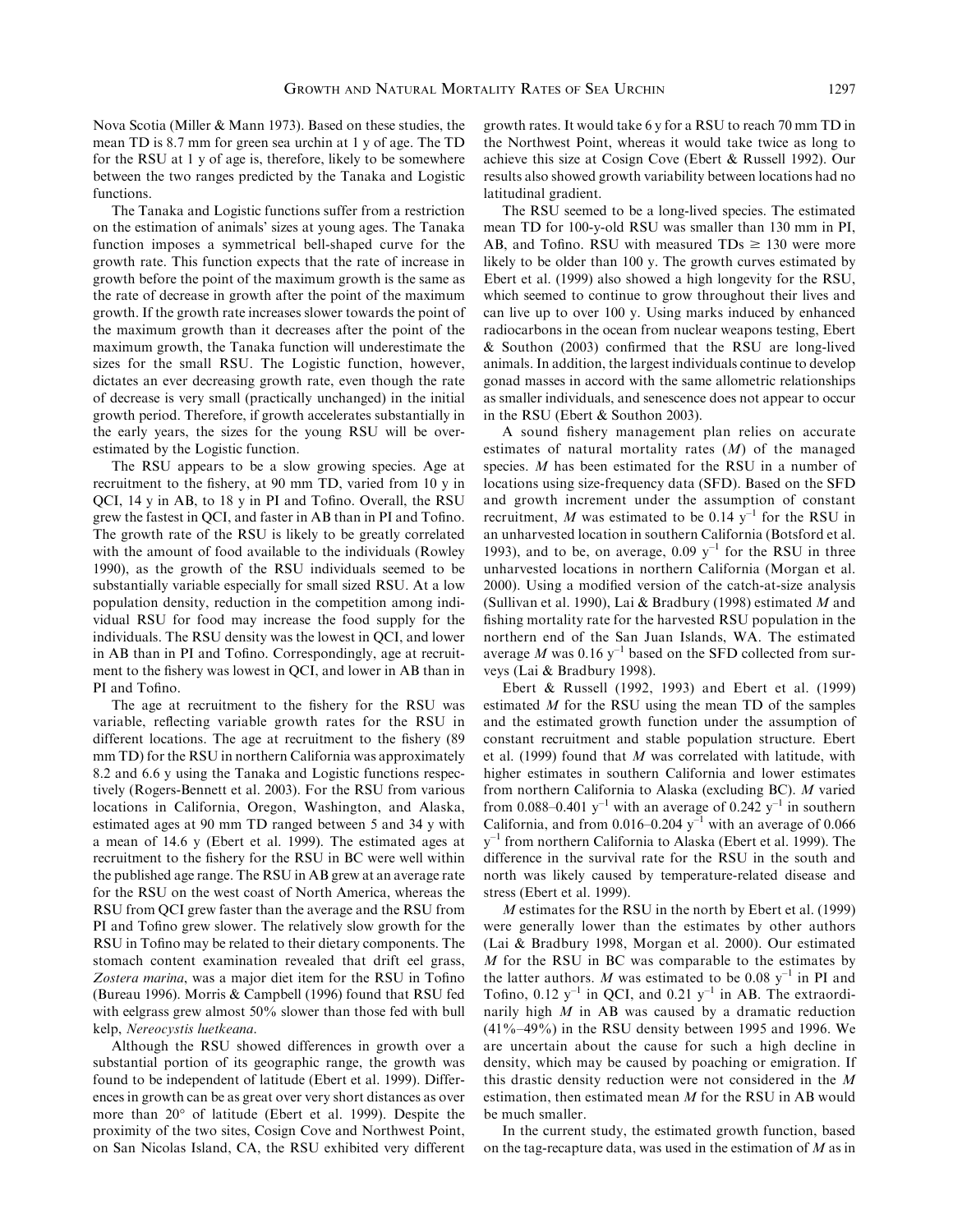Nova Scotia (Miller & Mann 1973). Based on these studies, the mean TD is 8.7 mm for green sea urchin at 1 y of age. The TD for the RSU at 1 y of age is, therefore, likely to be somewhere between the two ranges predicted by the Tanaka and Logistic functions.

The Tanaka and Logistic functions suffer from a restriction on the estimation of animals' sizes at young ages. The Tanaka function imposes a symmetrical bell-shaped curve for the growth rate. This function expects that the rate of increase in growth before the point of the maximum growth is the same as the rate of decrease in growth after the point of the maximum growth. If the growth rate increases slower towards the point of the maximum growth than it decreases after the point of the maximum growth, the Tanaka function will underestimate the sizes for the small RSU. The Logistic function, however, dictates an ever decreasing growth rate, even though the rate of decrease is very small (practically unchanged) in the initial growth period. Therefore, if growth accelerates substantially in the early years, the sizes for the young RSU will be overestimated by the Logistic function.

The RSU appears to be a slow growing species. Age at recruitment to the fishery, at 90 mm TD, varied from 10 y in QCI, 14 y in AB, to 18 y in PI and Tofino. Overall, the RSU grew the fastest in QCI, and faster in AB than in PI and Tofino. The growth rate of the RSU is likely to be greatly correlated with the amount of food available to the individuals (Rowley 1990), as the growth of the RSU individuals seemed to be substantially variable especially for small sized RSU. At a low population density, reduction in the competition among individual RSU for food may increase the food supply for the individuals. The RSU density was the lowest in QCI, and lower in AB than in PI and Tofino. Correspondingly, age at recruitment to the fishery was lowest in QCI, and lower in AB than in PI and Tofino.

The age at recruitment to the fishery for the RSU was variable, reflecting variable growth rates for the RSU in different locations. The age at recruitment to the fishery (89 mm TD) for the RSU in northern California was approximately 8.2 and 6.6 y using the Tanaka and Logistic functions respectively (Rogers-Bennett et al. 2003). For the RSU from various locations in California, Oregon, Washington, and Alaska, estimated ages at 90 mm TD ranged between 5 and 34 y with a mean of 14.6 y (Ebert et al. 1999). The estimated ages at recruitment to the fishery for the RSU in BC were well within the published age range. The RSU in AB grew at an average rate for the RSU on the west coast of North America, whereas the RSU from QCI grew faster than the average and the RSU from PI and Tofino grew slower. The relatively slow growth for the RSU in Tofino may be related to their dietary components. The stomach content examination revealed that drift eel grass, *Zostera marina*, was a major diet item for the RSU in Tofino (Bureau 1996). Morris & Campbell (1996) found that RSU fed with eelgrass grew almost 50% slower than those fed with bull kelp, *Nereocystis luetkeana*.

Although the RSU showed differences in growth over a substantial portion of its geographic range, the growth was found to be independent of latitude (Ebert et al. 1999). Differences in growth can be as great over very short distances as over more than 20° of latitude (Ebert et al. 1999). Despite the proximity of the two sites, Cosign Cove and Northwest Point, on San Nicolas Island, CA, the RSU exhibited very different growth rates. It would take 6 y for a RSU to reach 70 mm TD in the Northwest Point, whereas it would take twice as long to achieve this size at Cosign Cove (Ebert & Russell 1992). Our results also showed growth variability between locations had no latitudinal gradient.

The RSU seemed to be a long-lived species. The estimated mean TD for 100-y-old RSU was smaller than 130 mm in PI, AB, and Tofino. RSU with measured TDs ≥ 130 were more likely to be older than 100 y. The growth curves estimated by Ebert et al. (1999) also showed a high longevity for the RSU, which seemed to continue to grow throughout their lives and can live up to over 100 y. Using marks induced by enhanced radiocarbons in the ocean from nuclear weapons testing, Ebert & Southon (2003) confirmed that the RSU are long-lived animals. In addition, the largest individuals continue to develop gonad masses in accord with the same allometric relationships as smaller individuals, and senescence does not appear to occur in the RSU (Ebert & Southon 2003).

A sound fishery management plan relies on accurate estimates of natural mortality rates ($M$) of the managed species. $M$ has been estimated for the RSU in a number of locations using size-frequency data (SFD). Based on the SFD and growth increment under the assumption of constant recruitment, $M$ was estimated to be 0.14 $y^{-1}$ for the RSU in an unharvested location in southern California (Botsford et al. 1993), and to be, on average, 0.09 $y^{-1}$ for the RSU in three unharvested locations in northern California (Morgan et al. 2000). Using a modified version of the catch-at-size analysis (Sullivan et al. 1990), Lai & Bradbury (1998) estimated $M$ and fishing mortality rate for the harvested RSU population in the northern end of the San Juan Islands, WA. The estimated average $M$ was 0.16 $y^{-1}$ based on the SFD collected from surveys (Lai & Bradbury 1998).

Ebert & Russell (1992, 1993) and Ebert et al. (1999) estimated $M$ for the RSU using the mean TD of the samples and the estimated growth function under the assumption of constant recruitment and stable population structure. Ebert et al. (1999) found that $M$ was correlated with latitude, with higher estimates in southern California and lower estimates from northern California to Alaska (excluding BC). $M$ varied from 0.088–0.401 $y^{-1}$ with an average of 0.242 $y^{-1}$ in southern California, and from 0.016–0.204 $y^{-1}$ with an average of 0.066 $y^{-1}$ from northern California to Alaska (Ebert et al. 1999). The difference in the survival rate for the RSU in the south and north was likely caused by temperature-related disease and stress (Ebert et al. 1999).

$M$ estimates for the RSU in the north by Ebert et al. (1999) were generally lower than the estimates by other authors (Lai & Bradbury 1998, Morgan et al. 2000). Our estimated $M$ for the RSU in BC was comparable to the estimates by the latter authors. $M$ was estimated to be 0.08 $y^{-1}$ in PI and Tofino, 0.12 $y^{-1}$ in QCI, and 0.21 $y^{-1}$ in AB. The extraordinarily high $M$ in AB was caused by a dramatic reduction (41%–49%) in the RSU density between 1995 and 1996. We are uncertain about the cause for such a high decline in density, which may be caused by poaching or emigration. If this drastic density reduction were not considered in the $M$ estimation, then estimated mean $M$ for the RSU in AB would be much smaller.

In the current study, the estimated growth function, based on the tag-recapture data, was used in the estimation of $M$ as in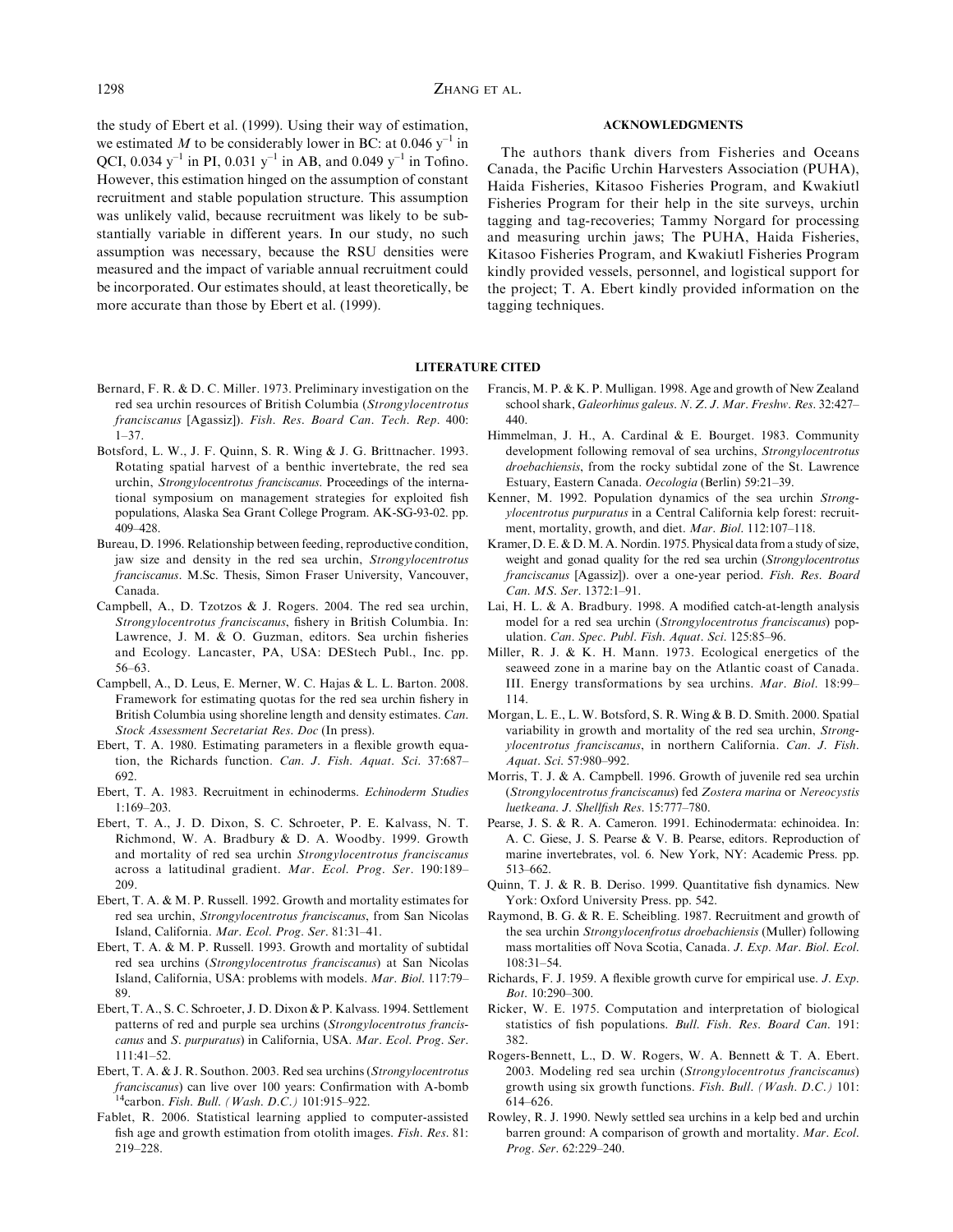the study of Ebert et al. (1999). Using their way of estimation, we estimated $M$ to be considerably lower in BC: at 0.046 $y^{-1}$ in QCI, 0.034 $y^{-1}$ in PI, 0.031 $y^{-1}$ in AB, and 0.049 $y^{-1}$ in Tofino. However, this estimation hinged on the assumption of constant recruitment and stable population structure. This assumption was unlikely valid, because recruitment was likely to be substantially variable in different years. In our study, no such assumption was necessary, because the RSU densities were measured and the impact of variable annual recruitment could be incorporated. Our estimates should, at least theoretically, be more accurate than those by Ebert et al. (1999).

## ACKNOWLEDGMENTS

The authors thank divers from Fisheries and Oceans Canada, the Pacific Urchin Harvesters Association (PUHA), Haida Fisheries, Kitasoo Fisheries Program, and Kwakiutl Fisheries Program for their help in the site surveys, urchin tagging and tag-recoveries; Tammy Norgard for processing and measuring urchin jaws; The PUHA, Haida Fisheries, Kitasoo Fisheries Program, and Kwakiutl Fisheries Program kindly provided vessels, personnel, and logistical support for the project; T. A. Ebert kindly provided information on the tagging techniques.

## LITERATURE CITED

Bernard, F. R. & D. C. Miller. 1973. Preliminary investigation on the red sea urchin resources of British Columbia (*Strongylocentrotus franciscanus* [Agassiz]). *Fish. Res. Board Can. Tech. Rep.* 400: 1–37.

Botsford, L. W., J. F. Quinn, S. R. Wing & J. G. Brittnacher. 1993. Rotating spatial harvest of a benthic invertebrate, the red sea urchin, *Strongylocentrotus franciscanus*. Proceedings of the international symposium on management strategies for exploited fish populations, Alaska Sea Grant College Program. AK-SG-93-02. pp. 409–428.

Bureau, D. 1996. Relationship between feeding, reproductive condition, jaw size and density in the red sea urchin, *Strongylocentrotus franciscanus*. M.Sc. Thesis, Simon Fraser University, Vancouver, Canada.

Campbell, A., D. Tzotzos & J. Rogers. 2004. The red sea urchin, *Strongylocentrotus franciscanus*, fishery in British Columbia. In: Lawrence, J. M. & O. Guzman, editors. Sea urchin fisheries and Ecology. Lancaster, PA, USA: DEStech Publ., Inc. pp. 56–63.

Campbell, A., D. Leus, E. Merner, W. C. Hajas & L. L. Barton. 2008. Framework for estimating quotas for the red sea urchin fishery in British Columbia using shoreline length and density estimates. *Can. Stock Assessment Secretariat Res. Doc* (In press).

Ebert, T. A. 1980. Estimating parameters in a flexible growth equation, the Richards function. *Can. J. Fish. Aquat. Sci.* 37:687–692.

Ebert, T. A. 1983. Recruitment in echinoderms. *Echinoderm Studies* 1:169–203.

Ebert, T. A., J. D. Dixon, S. C. Schroeter, P. E. Kalvass, N. T. Richmond, W. A. Bradbury & D. A. Woodby. 1999. Growth and mortality of red sea urchin *Strongylocentrotus franciscanus* across a latitudinal gradient. *Mar. Ecol. Prog. Ser.* 190:189–209.

Ebert, T. A. & M. P. Russell. 1992. Growth and mortality estimates for red sea urchin, *Strongylocentrotus franciscanus*, from San Nicolas Island, California. *Mar. Ecol. Prog. Ser.* 81:31–41.

Ebert, T. A. & M. P. Russell. 1993. Growth and mortality of subtidal red sea urchins (*Strongylocentrotus franciscanus*) at San Nicolas Island, California, USA: problems with models. *Mar. Biol.* 117:79–89.

Ebert, T. A., S. C. Schroeter, J. D. Dixon & P. Kalvass. 1994. Settlement patterns of red and purple sea urchins (*Strongylocentrotus franciscanus* and *S. purpuratus*) in California, USA. *Mar. Ecol. Prog. Ser.* 111:41–52.

Ebert, T. A. & J. R. Southon. 2003. Red sea urchins (*Strongylocentrotus franciscanus*) can live over 100 years: Confirmation with A-bomb $^{14}$carbon. *Fish. Bull. (Wash. D.C.)* 101:915–922.

Fablet, R. 2006. Statistical learning applied to computer-assisted fish age and growth estimation from otolith images. *Fish. Res.* 81: 219–228.

Francis, M. P. & K. P. Mulligan. 1998. Age and growth of New Zealand school shark, *Galeorhinus galeus*. *N. Z. J. Mar. Freshw. Res.* 32:427–440.

Himmelman, J. H., A. Cardinal & E. Bourget. 1983. Community development following removal of sea urchins, *Strongylocentrotus droebachiensis*, from the rocky subtidal zone of the St. Lawrence Estuary, Eastern Canada. *Oecologia* (Berlin) 59:21–39.

Kenner, M. 1992. Population dynamics of the sea urchin *Strongylocentrotus purpuratus* in a Central California kelp forest: recruitment, mortality, growth, and diet. *Mar. Biol.* 112:107–118.

Kramer, D. E. & D. M. A. Nordin. 1975. Physical data from a study of size, weight and gonad quality for the red sea urchin (*Strongylocentrotus franciscanus* [Agassiz]). over a one-year period. *Fish. Res. Board Can. MS. Ser.* 1372:1–91.

Lai, H. L. & A. Bradbury. 1998. A modified catch-at-length analysis model for a red sea urchin (*Strongylocentrotus franciscanus*) population. *Can. Spec. Publ. Fish. Aquat. Sci.* 125:85–96.

Miller, R. J. & K. H. Mann. 1973. Ecological energetics of the seaweed zone in a marine bay on the Atlantic coast of Canada. III. Energy transformations by sea urchins. *Mar. Biol.* 18:99–114.

Morgan, L. E., L. W. Botsford, S. R. Wing & B. D. Smith. 2000. Spatial variability in growth and mortality of the red sea urchin, *Strongylocentrotus franciscanus*, in northern California. *Can. J. Fish. Aquat. Sci.* 57:980–992.

Morris, T. J. & A. Campbell. 1996. Growth of juvenile red sea urchin (*Strongylocentrotus franciscanus*) fed *Zostera marina* or *Nereocystis luetkeana*. *J. Shellfish Res.* 15:777–780.

Pearse, J. S. & R. A. Cameron. 1991. Echinodermata: echinoidea. In: A. C. Giese, J. S. Pearse & V. B. Pearse, editors. Reproduction of marine invertebrates, vol. 6. New York, NY: Academic Press. pp. 513–662.

Quinn, T. J. & R. B. Deriso. 1999. Quantitative fish dynamics. New York: Oxford University Press. pp. 542.

Raymond, B. G. & R. E. Scheibling. 1987. Recruitment and growth of the sea urchin *Strongylocenfrotus droebachiensis* (Muller) following mass mortalities off Nova Scotia, Canada. *J. Exp. Mar. Biol. Ecol.* 108:31–54.

Richards, F. J. 1959. A flexible growth curve for empirical use. *J. Exp. Bot.* 10:290–300.

Ricker, W. E. 1975. Computation and interpretation of biological statistics of fish populations. *Bull. Fish. Res. Board Can.* 191: 382.

Rogers-Bennett, L., D. W. Rogers, W. A. Bennett & T. A. Ebert. 2003. Modeling red sea urchin (*Strongylocentrotus franciscanus*) growth using six growth functions. *Fish. Bull. (Wash. D.C.)* 101: 614–626.

Rowley, R. J. 1990. Newly settled sea urchins in a kelp bed and urchin barren ground: A comparison of growth and mortality. *Mar. Ecol. Prog. Ser.* 62:229–240.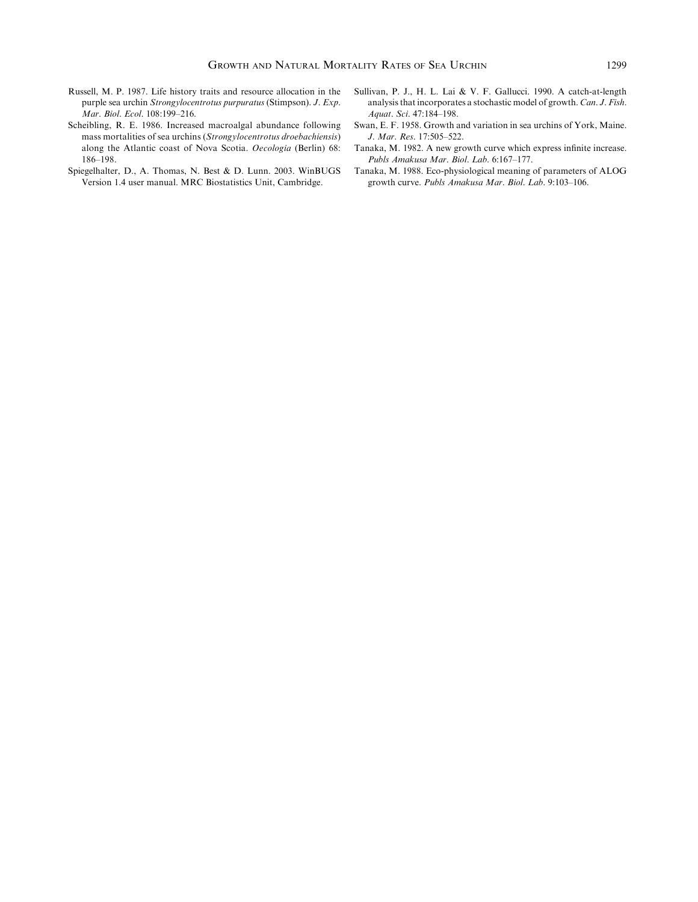Russell, M. P. 1987. Life history traits and resource allocation in the purple sea urchin *Strongylocentrotus purpuratus* (Stimpson). *J. Exp. Mar. Biol. Ecol.* 108:199–216.

Scheibling, R. E. 1986. Increased macroalgal abundance following mass mortalities of sea urchins (*Strongylocentrotus droebachiensis*) along the Atlantic coast of Nova Scotia. *Oecologia* (Berlin) 68: 186–198.

Spiegelhalter, D., A. Thomas, N. Best & D. Lunn. 2003. WinBUGS Version 1.4 user manual. MRC Biostatistics Unit, Cambridge.

Sullivan, P. J., H. L. Lai & V. F. Gallucci. 1990. A catch-at-length analysis that incorporates a stochastic model of growth. *Can. J. Fish. Aquat. Sci.* 47:184–198.

Swan, E. F. 1958. Growth and variation in sea urchins of York, Maine. *J. Mar. Res.* 17:505–522.

Tanaka, M. 1982. A new growth curve which express infinite increase. *Publs Amakusa Mar. Biol. Lab.* 6:167–177.

Tanaka, M. 1988. Eco-physiological meaning of parameters of ALOG growth curve. *Publs Amakusa Mar. Biol. Lab.* 9:103–106.